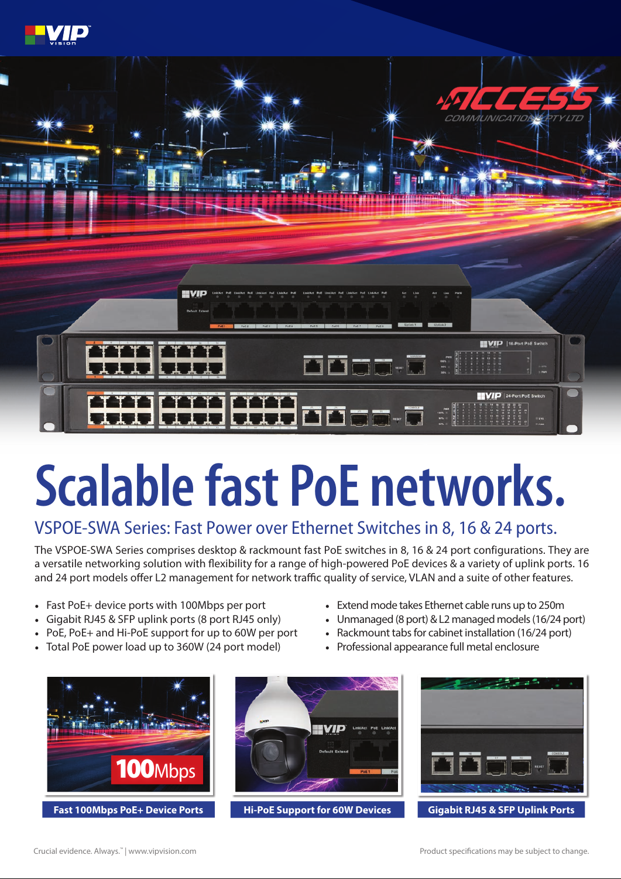# Scalable fast PoE networks.

## VSPOE-SWA Series: Fast Power over Ethernet Switches in 8, 16 & 24 ports.

The VSPOE-SWA Series comprises desktop & rackmount fast PoE switches in 8, 16 & 24 port configurations. They are a versatile networking solution with flexibility for a range of high-powered PoE devices & a variety of uplink ports. 16 and 24 port models offer L2 management for network traffic quality of service, VLAN and a suite of other features.

- Fast PoE+ device ports with 100Mbps per port
- Gigabit RJ45 & SFP uplink ports (8 port RJ45 only)
- PoE, PoE+ and Hi-PoE support for up to 60W per port
- Total PoE power load up to 360W (24 port model)
- Extend mode takes Ethernet cable runs up to 250m
- Unmanaged (8 port) & L2 managed models (16/24 port)
- Rackmount tabs for cabinet installation (16/24 port)
- Professional appearance full metal enclosure

**Fast 100Mbps PoE+ Device Ports**

**Hi-PoE Support for 60W Devices**

**Gigabit RJ45 & SFP Uplink Ports**

Crucial evidence. Always.™ | www.vipvision.com

Product specifications may be subject to change.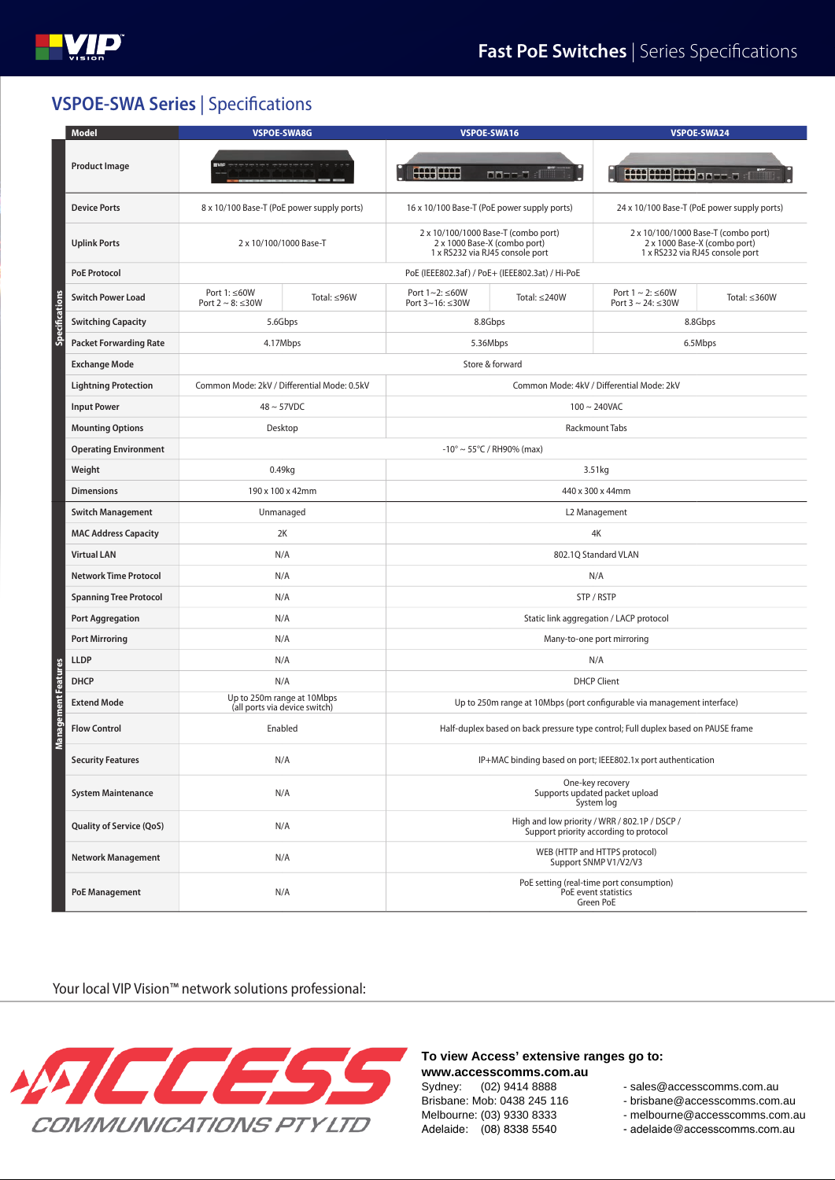## VSPOE-SWA Series | Specifications

| | Model | VSPOE-SWA8G | | VSPOE-SWA16 | | VSPOE-SWA24 | |
|---|---|---|---|---|---|---|---|
| Specifications | Product Image | | | | | | |
| | Device Ports | 8 x 10/100 Base-T (PoE power supply ports) | | 16 x 10/100 Base-T (PoE power supply ports) | | 24 x 10/100 Base-T (PoE power supply ports) | |
| | Uplink Ports | 2 x 10/100/1000 Base-T | | 2 x 10/100/1000 Base-T (combo port) 2 x 1000 Base-X (combo port) 1 x RS232 via RJ45 console port | | 2 x 10/100/1000 Base-T (combo port) 2 x 1000 Base-X (combo port) 1 x RS232 via RJ45 console port | |
| | PoE Protocol | PoE (IEEE802.3af) / PoE+ (IEEE802.3at) / Hi-PoE | | | | | |
| | Switch Power Load | Port 1: ≤60W Port 2 ~ 8: ≤30W | Total: ≤96W | Port 1~2: ≤60W Port 3~16: ≤30W | Total: ≤240W | Port 1 ~ 2: ≤60W Port 3 ~ 24: ≤30W | Total: ≤360W |
| | Switching Capacity | 5.6Gbps | | 8.8Gbps | | 8.8Gbps | |
| | Packet Forwarding Rate | 4.17Mbps | | 5.36Mbps | | 6.5Mbps | |
| | Exchange Mode | Store & forward | | | | | |
| | Lightning Protection | Common Mode: 2kV / Differential Mode: 0.5kV | | Common Mode: 4kV / Differential Mode: 2kV | | | |
| | Input Power | 48 ~ 57VDC | | 100 ~ 240VAC | | | |
| | Mounting Options | Desktop | | Rackmount Tabs | | | |
| | Operating Environment | -10° ~ 55°C / RH90% (max) | | | | | |
| | Weight | 0.49kg | | 3.51kg | | | |
| | Dimensions | 190 x 100 x 42mm | | 440 x 300 x 44mm | | | |
| Management Features | Switch Management | Unmanaged | | L2 Management | | | |
| | MAC Address Capacity | 2K | | 4K | | | |
| | Virtual LAN | N/A | | 802.1Q Standard VLAN | | | |
| | Network Time Protocol | N/A | | N/A | | | |
| | Spanning Tree Protocol | N/A | | STP / RSTP | | | |
| | Port Aggregation | N/A | | Static link aggregation / LACP protocol | | | |
| | Port Mirroring | N/A | | Many-to-one port mirroring | | | |
| | LLDP | N/A | | N/A | | | |
| | DHCP | N/A | | DHCP Client | | | |
| | Extend Mode | Up to 250m range at 10Mbps (all ports via device switch) | | Up to 250m range at 10Mbps (port configurable via management interface) | | | |
| | Flow Control | Enabled | | Half-duplex based on back pressure type control; Full duplex based on PAUSE frame | | | |
| | Security Features | N/A | | IP+MAC binding based on port; IEEE802.1x port authentication | | | |
| | System Maintenance | N/A | | One-key recovery Supports updated packet upload System log | | | |
| | Quality of Service (QoS) | N/A | | High and low priority / WRR / 802.1P / DSCP / Support priority according to protocol | | | |
| | Network Management | N/A | | WEB (HTTP and HTTPS protocol) Support SNMP V1/V2/V3 | | | |
| | PoE Management | N/A | | PoE setting (real-time port consumption) PoE event statistics Green PoE | | | |

Your local VIP Vision™ network solutions professional:

ACCESS COMMUNICATIONS PTY LTD

**To view Access' extensive ranges go to:**
**www.accesscomms.com.au**

Sydney: (02) 9414 8888 - sales@accesscomms.com.au
Brisbane: Mob: 0438 245 116 - brisbane@accesscomms.com.au
Melbourne: (03) 9330 8333 - melbourne@accesscomms.com.au
Adelaide: (08) 8338 5540 - adelaide@accesscomms.com.au